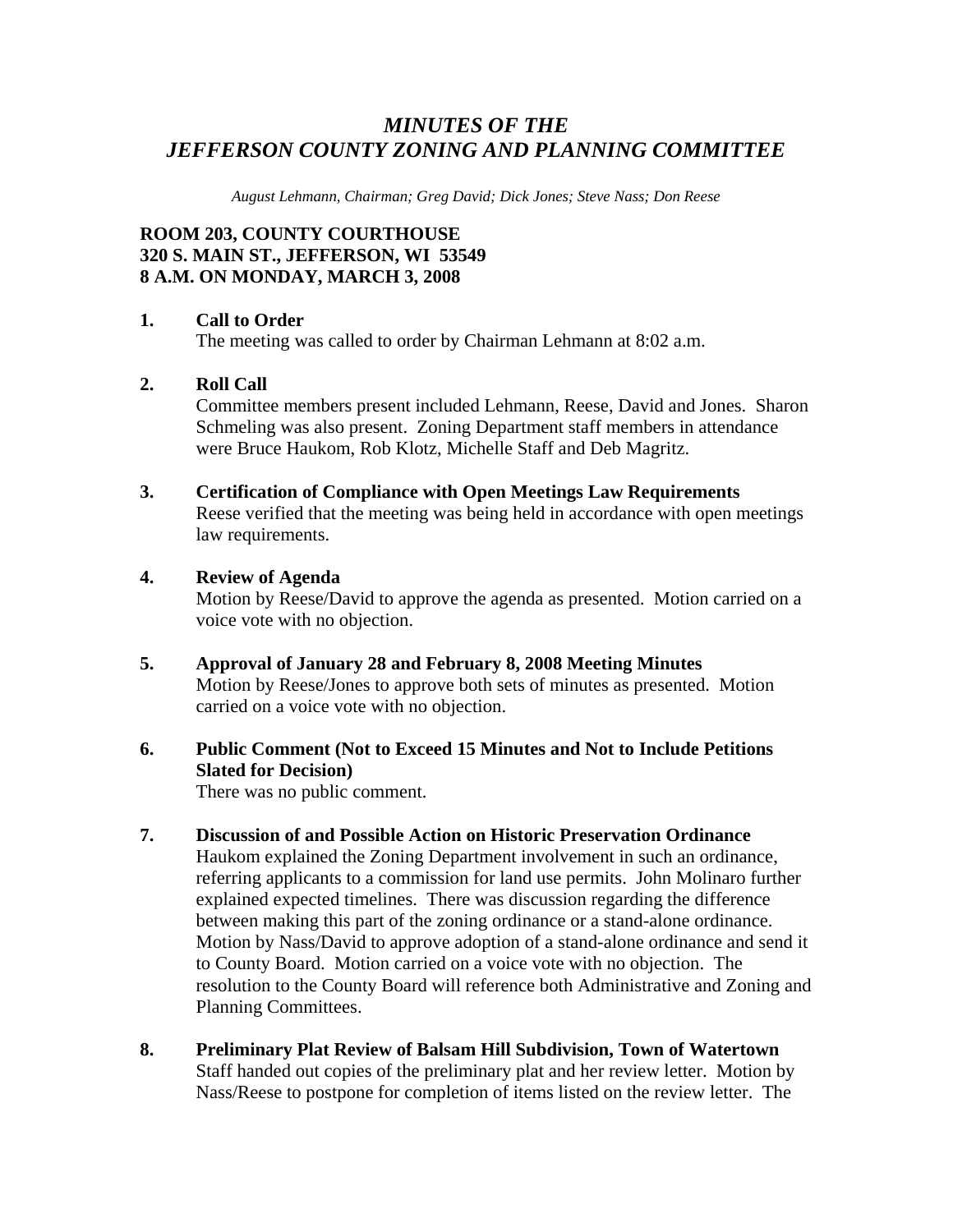# *MINUTES OF THE JEFFERSON COUNTY ZONING AND PLANNING COMMITTEE*

*August Lehmann, Chairman; Greg David; Dick Jones; Steve Nass; Don Reese*

**ROOM 203, COUNTY COURTHOUSE**
**320 S. MAIN ST., JEFFERSON, WI 53549**
**8 A.M. ON MONDAY, MARCH 3, 2008**

**1. Call to Order**
The meeting was called to order by Chairman Lehmann at 8:02 a.m.

**2. Roll Call**
Committee members present included Lehmann, Reese, David and Jones. Sharon Schmeling was also present. Zoning Department staff members in attendance were Bruce Haukom, Rob Klotz, Michelle Staff and Deb Magritz.

**3. Certification of Compliance with Open Meetings Law Requirements**
Reese verified that the meeting was being held in accordance with open meetings law requirements.

**4. Review of Agenda**
Motion by Reese/David to approve the agenda as presented. Motion carried on a voice vote with no objection.

**5. Approval of January 28 and February 8, 2008 Meeting Minutes**
Motion by Reese/Jones to approve both sets of minutes as presented. Motion carried on a voice vote with no objection.

**6. Public Comment (Not to Exceed 15 Minutes and Not to Include Petitions Slated for Decision)**
There was no public comment.

**7. Discussion of and Possible Action on Historic Preservation Ordinance**
Haukom explained the Zoning Department involvement in such an ordinance, referring applicants to a commission for land use permits. John Molinaro further explained expected timelines. There was discussion regarding the difference between making this part of the zoning ordinance or a stand-alone ordinance. Motion by Nass/David to approve adoption of a stand-alone ordinance and send it to County Board. Motion carried on a voice vote with no objection. The resolution to the County Board will reference both Administrative and Zoning and Planning Committees.

**8. Preliminary Plat Review of Balsam Hill Subdivision, Town of Watertown**
Staff handed out copies of the preliminary plat and her review letter. Motion by Nass/Reese to postpone for completion of items listed on the review letter. The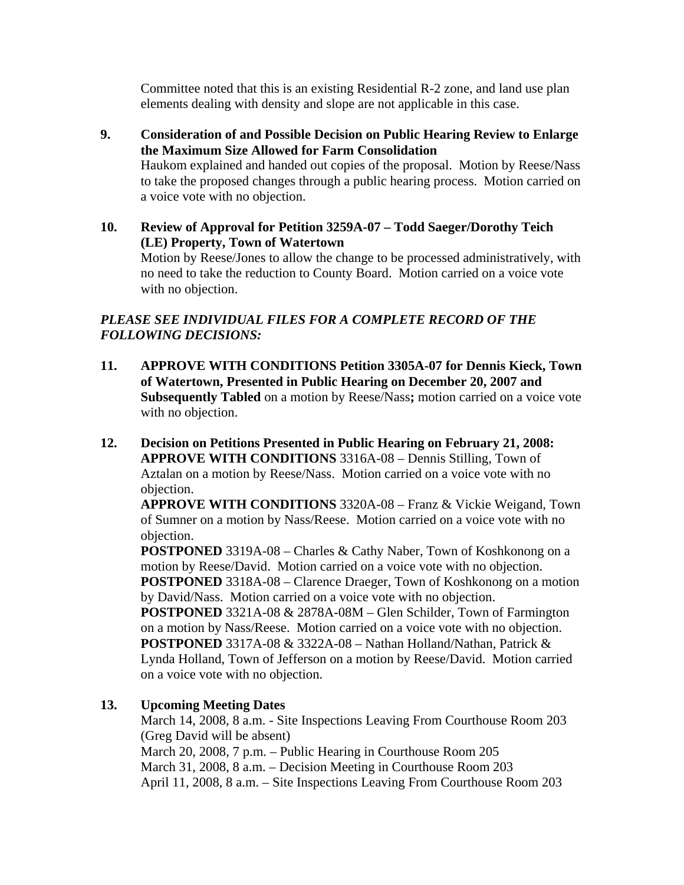Committee noted that this is an existing Residential R-2 zone, and land use plan elements dealing with density and slope are not applicable in this case.

9. **Consideration of and Possible Decision on Public Hearing Review to Enlarge the Maximum Size Allowed for Farm Consolidation**
   Haukom explained and handed out copies of the proposal. Motion by Reese/Nass to take the proposed changes through a public hearing process. Motion carried on a voice vote with no objection.

10. **Review of Approval for Petition 3259A-07 – Todd Saeger/Dorothy Teich (LE) Property, Town of Watertown**
    Motion by Reese/Jones to allow the change to be processed administratively, with no need to take the reduction to County Board. Motion carried on a voice vote with no objection.

***PLEASE SEE INDIVIDUAL FILES FOR A COMPLETE RECORD OF THE FOLLOWING DECISIONS:***

11. **APPROVE WITH CONDITIONS Petition 3305A-07 for Dennis Kieck, Town of Watertown, Presented in Public Hearing on December 20, 2007 and Subsequently Tabled** on a motion by Reese/Nass**;** motion carried on a voice vote with no objection.

12. **Decision on Petitions Presented in Public Hearing on February 21, 2008:**
    **APPROVE WITH CONDITIONS** 3316A-08 – Dennis Stilling, Town of Aztalan on a motion by Reese/Nass. Motion carried on a voice vote with no objection.
    **APPROVE WITH CONDITIONS** 3320A-08 – Franz & Vickie Weigand, Town of Sumner on a motion by Nass/Reese. Motion carried on a voice vote with no objection.
    **POSTPONED** 3319A-08 – Charles & Cathy Naber, Town of Koshkonong on a motion by Reese/David. Motion carried on a voice vote with no objection.
    **POSTPONED** 3318A-08 – Clarence Draeger, Town of Koshkonong on a motion by David/Nass. Motion carried on a voice vote with no objection.
    **POSTPONED** 3321A-08 & 2878A-08M – Glen Schilder, Town of Farmington on a motion by Nass/Reese. Motion carried on a voice vote with no objection.
    **POSTPONED** 3317A-08 & 3322A-08 – Nathan Holland/Nathan, Patrick & Lynda Holland, Town of Jefferson on a motion by Reese/David. Motion carried on a voice vote with no objection.

13. **Upcoming Meeting Dates**
    March 14, 2008, 8 a.m. - Site Inspections Leaving From Courthouse Room 203 (Greg David will be absent)
    March 20, 2008, 7 p.m. – Public Hearing in Courthouse Room 205
    March 31, 2008, 8 a.m. – Decision Meeting in Courthouse Room 203
    April 11, 2008, 8 a.m. – Site Inspections Leaving From Courthouse Room 203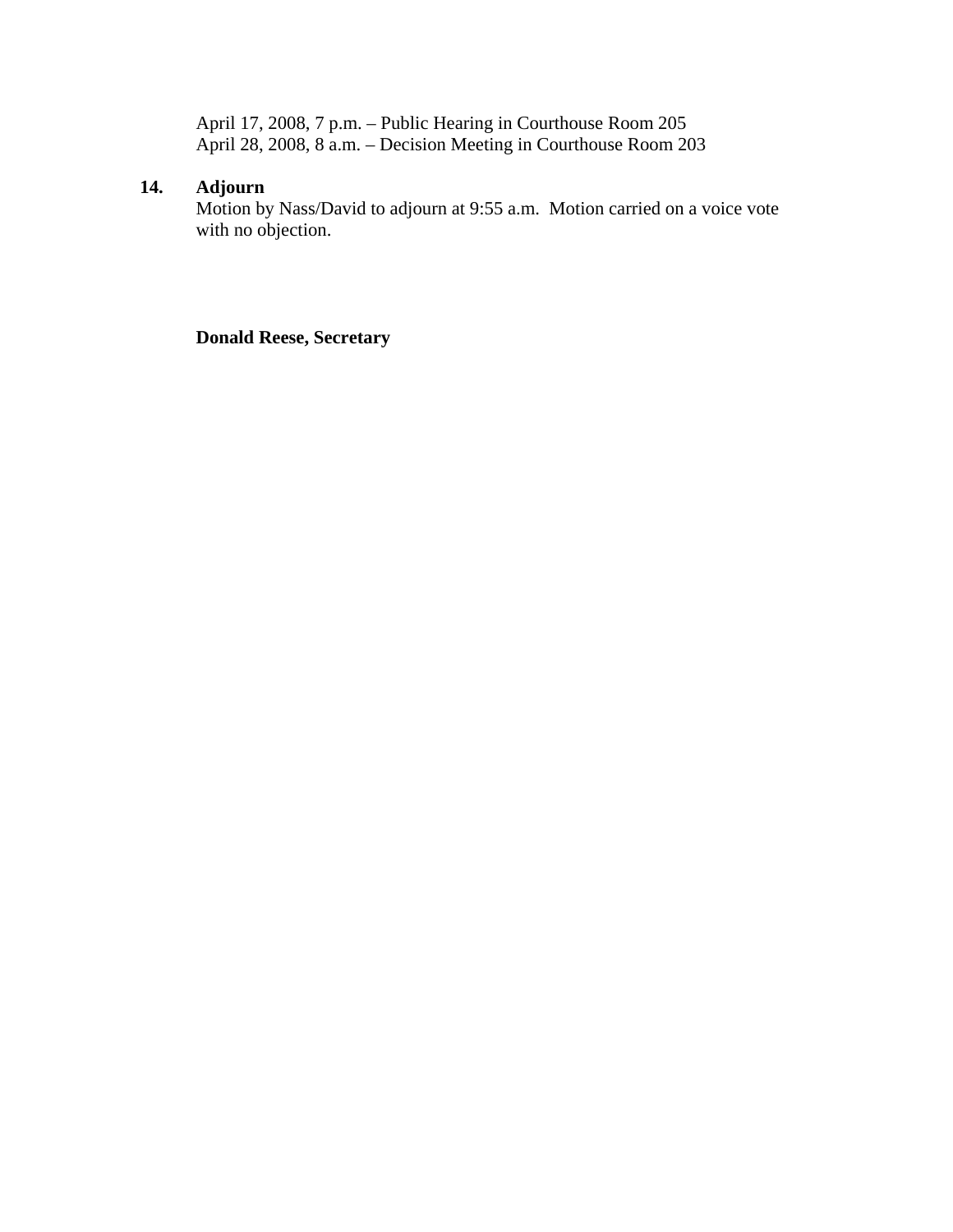April 17, 2008, 7 p.m. – Public Hearing in Courthouse Room 205
April 28, 2008, 8 a.m. – Decision Meeting in Courthouse Room 203

**14. Adjourn**

Motion by Nass/David to adjourn at 9:55 a.m. Motion carried on a voice vote with no objection.

**Donald Reese, Secretary**